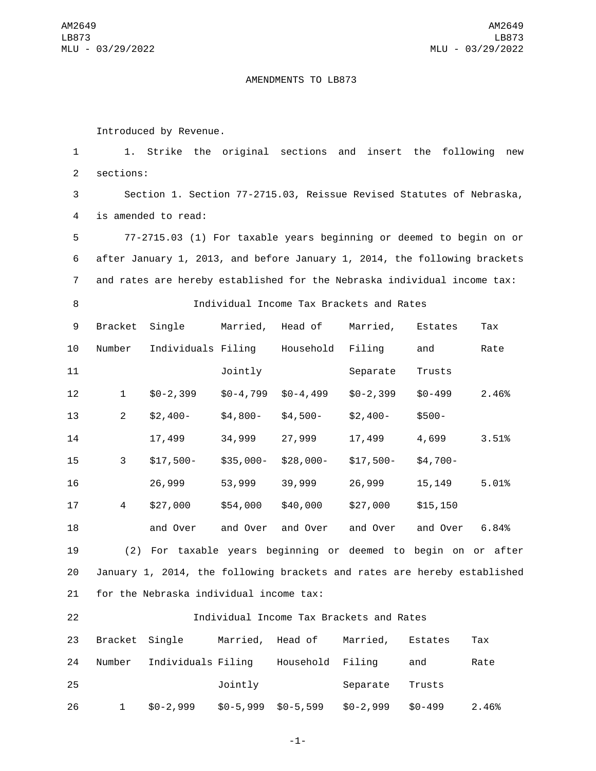AMENDMENTS TO LB873

Introduced by Revenue.

1. Strike the original sections and insert the following new sections:

Section 1. Section 77-2715.03, Reissue Revised Statutes of Nebraska, is amended to read:

77-2715.03 (1) For taxable years beginning or deemed to begin on or after January 1, 2013, and before January 1, 2014, the following brackets and rates are hereby established for the Nebraska individual income tax:

Individual Income Tax Brackets and Rates

| Bracket Number | Single Individuals | Married, Filing Jointly | Head of Household | Married, Filing Separate | Estates and Trusts | Tax Rate |
|---|---|---|---|---|---|---|
| 1 | $0-2,399 | $0-4,799 | $0-4,499 | $0-2,399 | $0-499 | 2.46% |
| 2 | $2,400-17,499 | $4,800-34,999 | $4,500-27,999 | $2,400-17,499 | $500-4,699 | 3.51% |
| 3 | $17,500-26,999 | $35,000-53,999 | $28,000-39,999 | $17,500-26,999 | $4,700-15,149 | 5.01% |
| 4 | $27,000 and Over | $54,000 and Over | $40,000 and Over | $27,000 and Over | $15,150 and Over | 6.84% |

(2) For taxable years beginning or deemed to begin on or after January 1, 2014, the following brackets and rates are hereby established for the Nebraska individual income tax:

Individual Income Tax Brackets and Rates

| Bracket Number | Single Individuals | Married, Filing Jointly | Head of Household | Married, Filing Separate | Estates and Trusts | Tax Rate |
|---|---|---|---|---|---|---|
| 1 | $0-2,999 | $0-5,999 | $0-5,599 | $0-2,999 | $0-499 | 2.46% |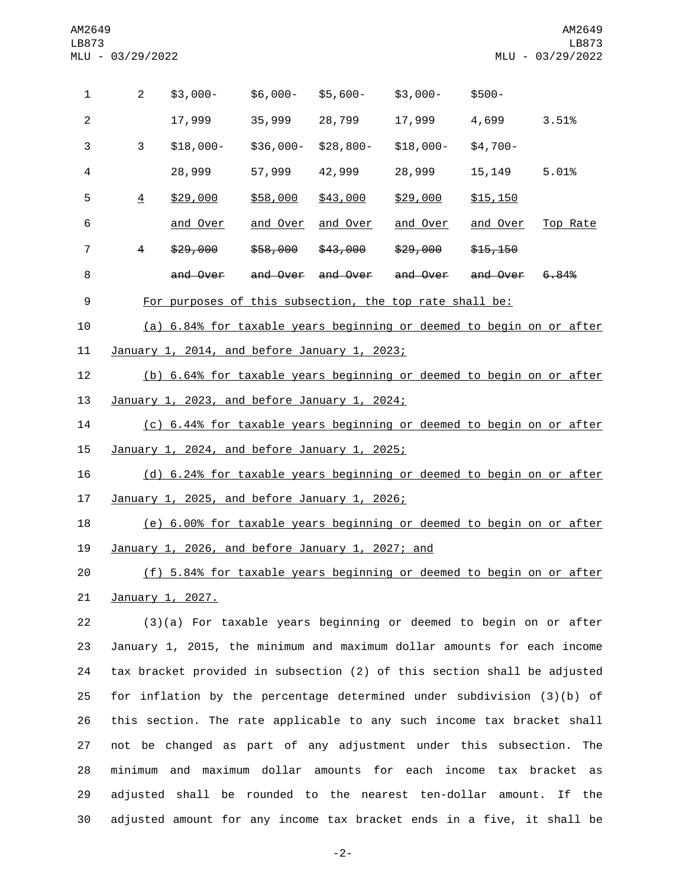| | | | | | | |
|---|---|---|---|---|---|---|
| 2 | $3,000-17,999 | $6,000-35,999 | $5,600-28,799 | $3,000-17,999 | $500-4,699 | 3.51% |
| 3 | $18,000-28,999 | $36,000-57,999 | $28,800-42,999 | $18,000-28,999 | $4,700-15,149 | 5.01% |
| 4 | $29,000 and Over | $58,000 and Over | $43,000 and Over | $29,000 and Over | $15,150 and Over | Top Rate |
| ~~4~~ | ~~$29,000 and Over~~ | ~~$58,000 and Over~~ | ~~$43,000 and Over~~ | ~~$29,000 and Over~~ | ~~$15,150 and Over~~ | ~~6.84%~~ |

For purposes of this subsection, the top rate shall be:

(a) 6.84% for taxable years beginning or deemed to begin on or after January 1, 2014, and before January 1, 2023;

(b) 6.64% for taxable years beginning or deemed to begin on or after January 1, 2023, and before January 1, 2024;

(c) 6.44% for taxable years beginning or deemed to begin on or after January 1, 2024, and before January 1, 2025;

(d) 6.24% for taxable years beginning or deemed to begin on or after January 1, 2025, and before January 1, 2026;

(e) 6.00% for taxable years beginning or deemed to begin on or after January 1, 2026, and before January 1, 2027; and

(f) 5.84% for taxable years beginning or deemed to begin on or after January 1, 2027.

(3)(a) For taxable years beginning or deemed to begin on or after January 1, 2015, the minimum and maximum dollar amounts for each income tax bracket provided in subsection (2) of this section shall be adjusted for inflation by the percentage determined under subdivision (3)(b) of this section. The rate applicable to any such income tax bracket shall not be changed as part of any adjustment under this subsection. The minimum and maximum dollar amounts for each income tax bracket as adjusted shall be rounded to the nearest ten-dollar amount. If the adjusted amount for any income tax bracket ends in a five, it shall be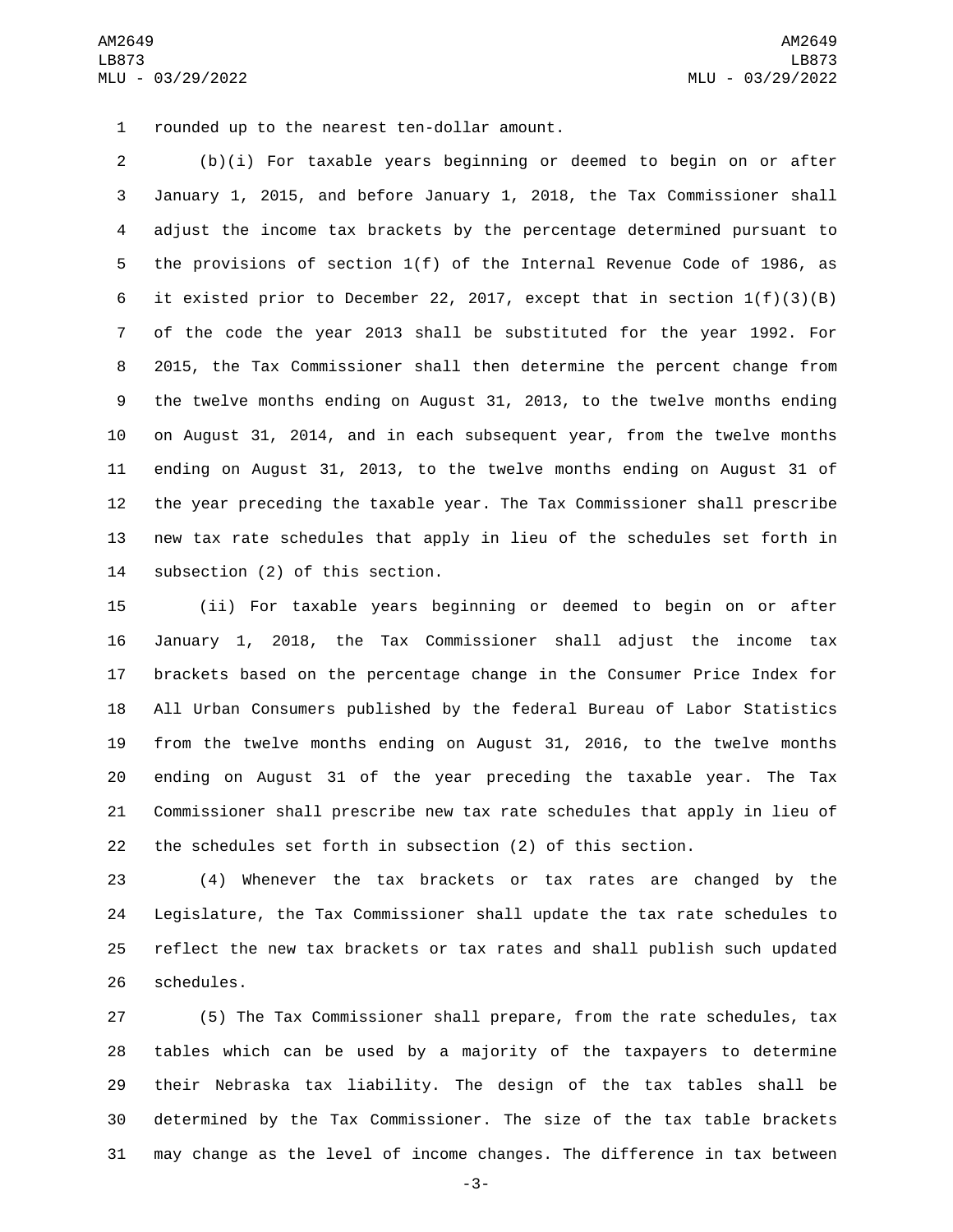rounded up to the nearest ten-dollar amount.

(b)(i) For taxable years beginning or deemed to begin on or after January 1, 2015, and before January 1, 2018, the Tax Commissioner shall adjust the income tax brackets by the percentage determined pursuant to the provisions of section 1(f) of the Internal Revenue Code of 1986, as it existed prior to December 22, 2017, except that in section 1(f)(3)(B) of the code the year 2013 shall be substituted for the year 1992. For 2015, the Tax Commissioner shall then determine the percent change from the twelve months ending on August 31, 2013, to the twelve months ending on August 31, 2014, and in each subsequent year, from the twelve months ending on August 31, 2013, to the twelve months ending on August 31 of the year preceding the taxable year. The Tax Commissioner shall prescribe new tax rate schedules that apply in lieu of the schedules set forth in subsection (2) of this section.

(ii) For taxable years beginning or deemed to begin on or after January 1, 2018, the Tax Commissioner shall adjust the income tax brackets based on the percentage change in the Consumer Price Index for All Urban Consumers published by the federal Bureau of Labor Statistics from the twelve months ending on August 31, 2016, to the twelve months ending on August 31 of the year preceding the taxable year. The Tax Commissioner shall prescribe new tax rate schedules that apply in lieu of the schedules set forth in subsection (2) of this section.

(4) Whenever the tax brackets or tax rates are changed by the Legislature, the Tax Commissioner shall update the tax rate schedules to reflect the new tax brackets or tax rates and shall publish such updated schedules.

(5) The Tax Commissioner shall prepare, from the rate schedules, tax tables which can be used by a majority of the taxpayers to determine their Nebraska tax liability. The design of the tax tables shall be determined by the Tax Commissioner. The size of the tax table brackets may change as the level of income changes. The difference in tax between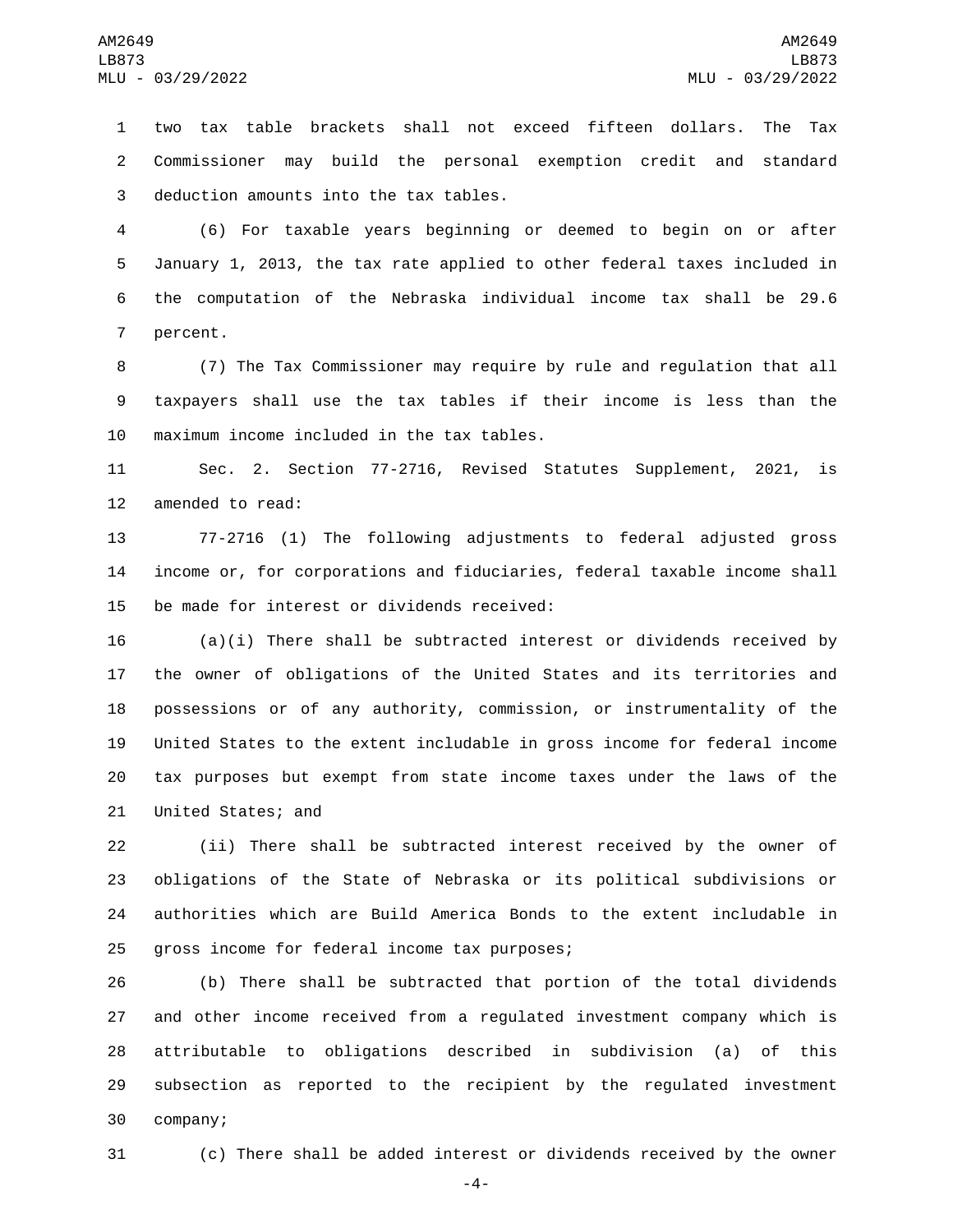two tax table brackets shall not exceed fifteen dollars. The Tax Commissioner may build the personal exemption credit and standard deduction amounts into the tax tables.

(6) For taxable years beginning or deemed to begin on or after January 1, 2013, the tax rate applied to other federal taxes included in the computation of the Nebraska individual income tax shall be 29.6 percent.

(7) The Tax Commissioner may require by rule and regulation that all taxpayers shall use the tax tables if their income is less than the maximum income included in the tax tables.

Sec. 2. Section 77-2716, Revised Statutes Supplement, 2021, is amended to read:

77-2716 (1) The following adjustments to federal adjusted gross income or, for corporations and fiduciaries, federal taxable income shall be made for interest or dividends received:

(a)(i) There shall be subtracted interest or dividends received by the owner of obligations of the United States and its territories and possessions or of any authority, commission, or instrumentality of the United States to the extent includable in gross income for federal income tax purposes but exempt from state income taxes under the laws of the United States; and

(ii) There shall be subtracted interest received by the owner of obligations of the State of Nebraska or its political subdivisions or authorities which are Build America Bonds to the extent includable in gross income for federal income tax purposes;

(b) There shall be subtracted that portion of the total dividends and other income received from a regulated investment company which is attributable to obligations described in subdivision (a) of this subsection as reported to the recipient by the regulated investment company;

(c) There shall be added interest or dividends received by the owner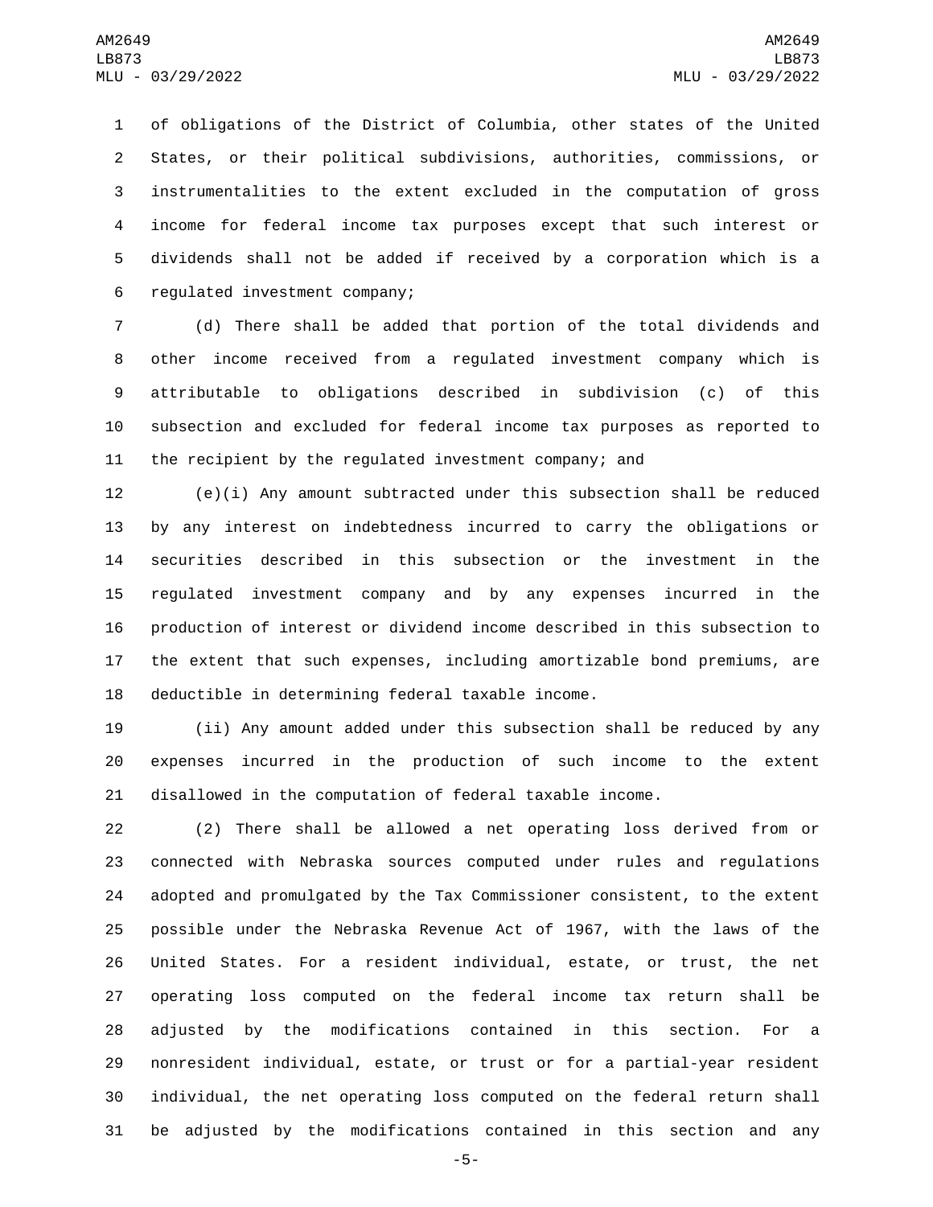of obligations of the District of Columbia, other states of the United States, or their political subdivisions, authorities, commissions, or instrumentalities to the extent excluded in the computation of gross income for federal income tax purposes except that such interest or dividends shall not be added if received by a corporation which is a regulated investment company;

(d) There shall be added that portion of the total dividends and other income received from a regulated investment company which is attributable to obligations described in subdivision (c) of this subsection and excluded for federal income tax purposes as reported to the recipient by the regulated investment company; and

(e)(i) Any amount subtracted under this subsection shall be reduced by any interest on indebtedness incurred to carry the obligations or securities described in this subsection or the investment in the regulated investment company and by any expenses incurred in the production of interest or dividend income described in this subsection to the extent that such expenses, including amortizable bond premiums, are deductible in determining federal taxable income.

(ii) Any amount added under this subsection shall be reduced by any expenses incurred in the production of such income to the extent disallowed in the computation of federal taxable income.

(2) There shall be allowed a net operating loss derived from or connected with Nebraska sources computed under rules and regulations adopted and promulgated by the Tax Commissioner consistent, to the extent possible under the Nebraska Revenue Act of 1967, with the laws of the United States. For a resident individual, estate, or trust, the net operating loss computed on the federal income tax return shall be adjusted by the modifications contained in this section. For a nonresident individual, estate, or trust or for a partial-year resident individual, the net operating loss computed on the federal return shall be adjusted by the modifications contained in this section and any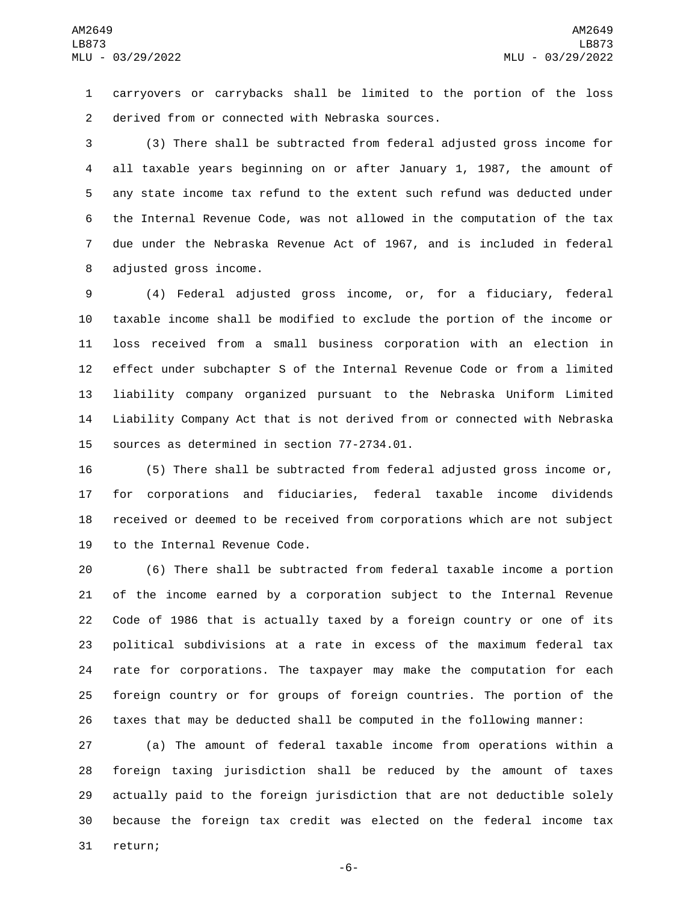carryovers or carrybacks shall be limited to the portion of the loss derived from or connected with Nebraska sources.

(3) There shall be subtracted from federal adjusted gross income for all taxable years beginning on or after January 1, 1987, the amount of any state income tax refund to the extent such refund was deducted under the Internal Revenue Code, was not allowed in the computation of the tax due under the Nebraska Revenue Act of 1967, and is included in federal adjusted gross income.

(4) Federal adjusted gross income, or, for a fiduciary, federal taxable income shall be modified to exclude the portion of the income or loss received from a small business corporation with an election in effect under subchapter S of the Internal Revenue Code or from a limited liability company organized pursuant to the Nebraska Uniform Limited Liability Company Act that is not derived from or connected with Nebraska sources as determined in section 77-2734.01.

(5) There shall be subtracted from federal adjusted gross income or, for corporations and fiduciaries, federal taxable income dividends received or deemed to be received from corporations which are not subject to the Internal Revenue Code.

(6) There shall be subtracted from federal taxable income a portion of the income earned by a corporation subject to the Internal Revenue Code of 1986 that is actually taxed by a foreign country or one of its political subdivisions at a rate in excess of the maximum federal tax rate for corporations. The taxpayer may make the computation for each foreign country or for groups of foreign countries. The portion of the taxes that may be deducted shall be computed in the following manner:

(a) The amount of federal taxable income from operations within a foreign taxing jurisdiction shall be reduced by the amount of taxes actually paid to the foreign jurisdiction that are not deductible solely because the foreign tax credit was elected on the federal income tax return;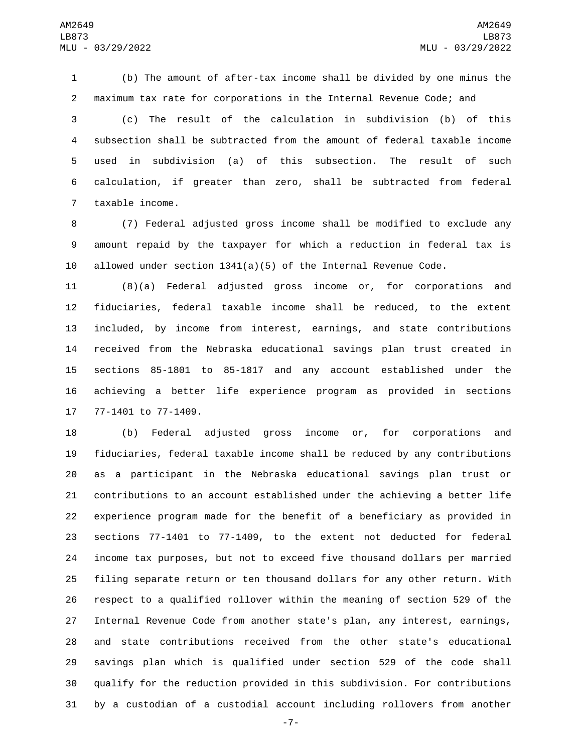(b) The amount of after-tax income shall be divided by one minus the maximum tax rate for corporations in the Internal Revenue Code; and

(c) The result of the calculation in subdivision (b) of this subsection shall be subtracted from the amount of federal taxable income used in subdivision (a) of this subsection. The result of such calculation, if greater than zero, shall be subtracted from federal taxable income.

(7) Federal adjusted gross income shall be modified to exclude any amount repaid by the taxpayer for which a reduction in federal tax is allowed under section 1341(a)(5) of the Internal Revenue Code.

(8)(a) Federal adjusted gross income or, for corporations and fiduciaries, federal taxable income shall be reduced, to the extent included, by income from interest, earnings, and state contributions received from the Nebraska educational savings plan trust created in sections 85-1801 to 85-1817 and any account established under the achieving a better life experience program as provided in sections 77-1401 to 77-1409.

(b) Federal adjusted gross income or, for corporations and fiduciaries, federal taxable income shall be reduced by any contributions as a participant in the Nebraska educational savings plan trust or contributions to an account established under the achieving a better life experience program made for the benefit of a beneficiary as provided in sections 77-1401 to 77-1409, to the extent not deducted for federal income tax purposes, but not to exceed five thousand dollars per married filing separate return or ten thousand dollars for any other return. With respect to a qualified rollover within the meaning of section 529 of the Internal Revenue Code from another state's plan, any interest, earnings, and state contributions received from the other state's educational savings plan which is qualified under section 529 of the code shall qualify for the reduction provided in this subdivision. For contributions by a custodian of a custodial account including rollovers from another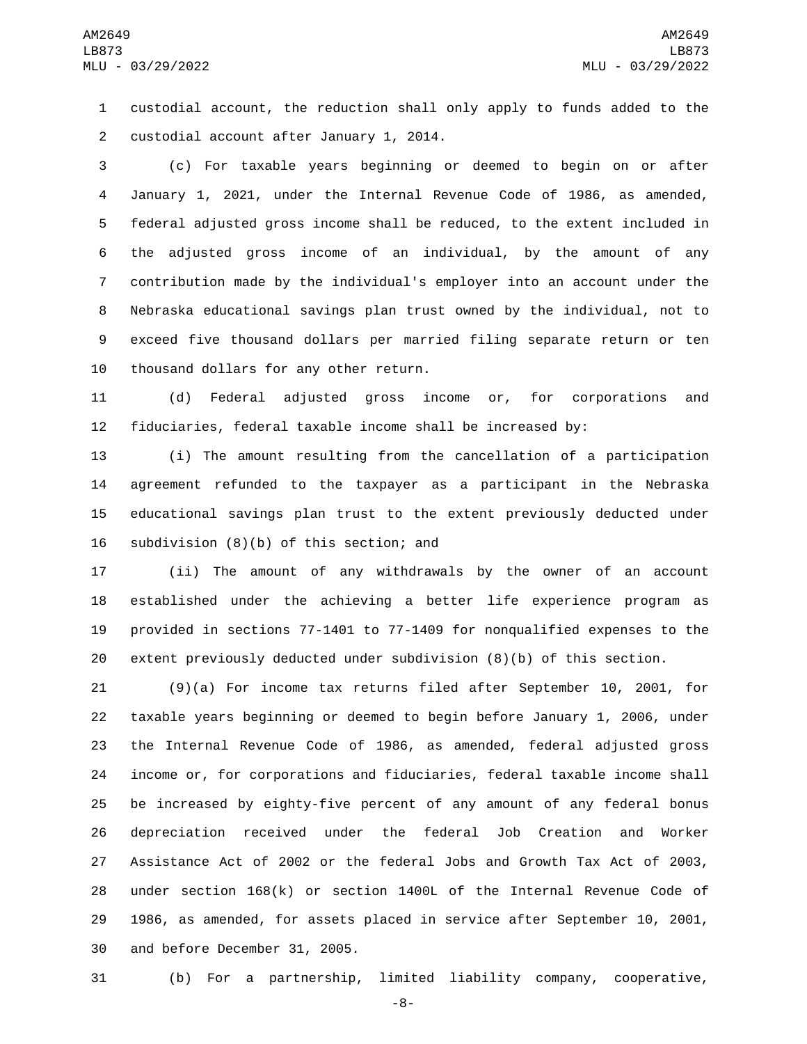custodial account, the reduction shall only apply to funds added to the custodial account after January 1, 2014.

(c) For taxable years beginning or deemed to begin on or after January 1, 2021, under the Internal Revenue Code of 1986, as amended, federal adjusted gross income shall be reduced, to the extent included in the adjusted gross income of an individual, by the amount of any contribution made by the individual's employer into an account under the Nebraska educational savings plan trust owned by the individual, not to exceed five thousand dollars per married filing separate return or ten thousand dollars for any other return.

(d) Federal adjusted gross income or, for corporations and fiduciaries, federal taxable income shall be increased by:

(i) The amount resulting from the cancellation of a participation agreement refunded to the taxpayer as a participant in the Nebraska educational savings plan trust to the extent previously deducted under subdivision (8)(b) of this section; and

(ii) The amount of any withdrawals by the owner of an account established under the achieving a better life experience program as provided in sections 77-1401 to 77-1409 for nonqualified expenses to the extent previously deducted under subdivision (8)(b) of this section.

(9)(a) For income tax returns filed after September 10, 2001, for taxable years beginning or deemed to begin before January 1, 2006, under the Internal Revenue Code of 1986, as amended, federal adjusted gross income or, for corporations and fiduciaries, federal taxable income shall be increased by eighty-five percent of any amount of any federal bonus depreciation received under the federal Job Creation and Worker Assistance Act of 2002 or the federal Jobs and Growth Tax Act of 2003, under section 168(k) or section 1400L of the Internal Revenue Code of 1986, as amended, for assets placed in service after September 10, 2001, and before December 31, 2005.

(b) For a partnership, limited liability company, cooperative,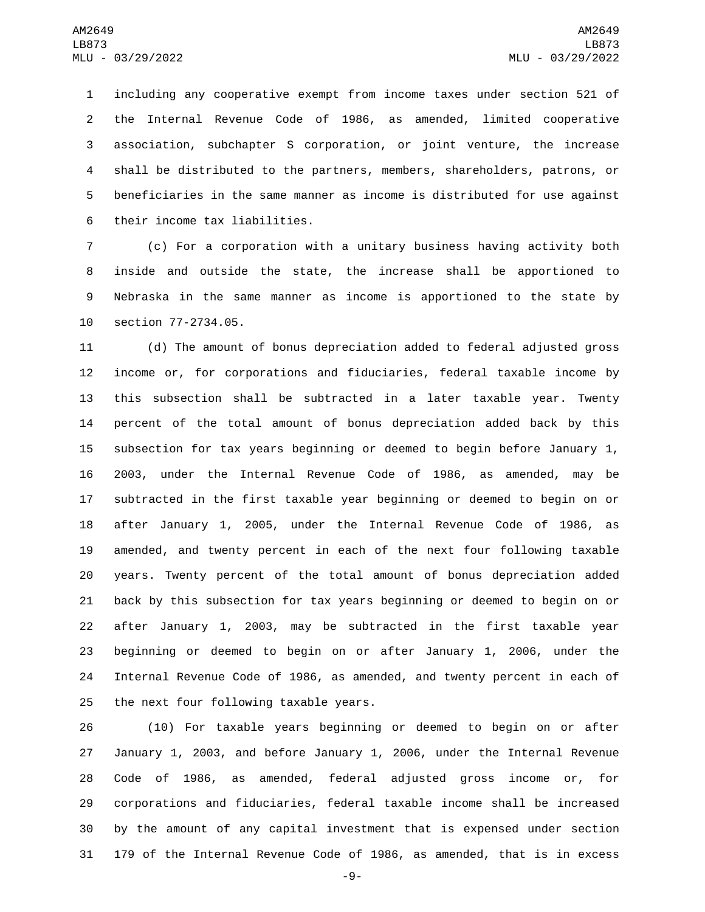including any cooperative exempt from income taxes under section 521 of the Internal Revenue Code of 1986, as amended, limited cooperative association, subchapter S corporation, or joint venture, the increase shall be distributed to the partners, members, shareholders, patrons, or beneficiaries in the same manner as income is distributed for use against their income tax liabilities.

(c) For a corporation with a unitary business having activity both inside and outside the state, the increase shall be apportioned to Nebraska in the same manner as income is apportioned to the state by section 77-2734.05.

(d) The amount of bonus depreciation added to federal adjusted gross income or, for corporations and fiduciaries, federal taxable income by this subsection shall be subtracted in a later taxable year. Twenty percent of the total amount of bonus depreciation added back by this subsection for tax years beginning or deemed to begin before January 1, 2003, under the Internal Revenue Code of 1986, as amended, may be subtracted in the first taxable year beginning or deemed to begin on or after January 1, 2005, under the Internal Revenue Code of 1986, as amended, and twenty percent in each of the next four following taxable years. Twenty percent of the total amount of bonus depreciation added back by this subsection for tax years beginning or deemed to begin on or after January 1, 2003, may be subtracted in the first taxable year beginning or deemed to begin on or after January 1, 2006, under the Internal Revenue Code of 1986, as amended, and twenty percent in each of the next four following taxable years.

(10) For taxable years beginning or deemed to begin on or after January 1, 2003, and before January 1, 2006, under the Internal Revenue Code of 1986, as amended, federal adjusted gross income or, for corporations and fiduciaries, federal taxable income shall be increased by the amount of any capital investment that is expensed under section 179 of the Internal Revenue Code of 1986, as amended, that is in excess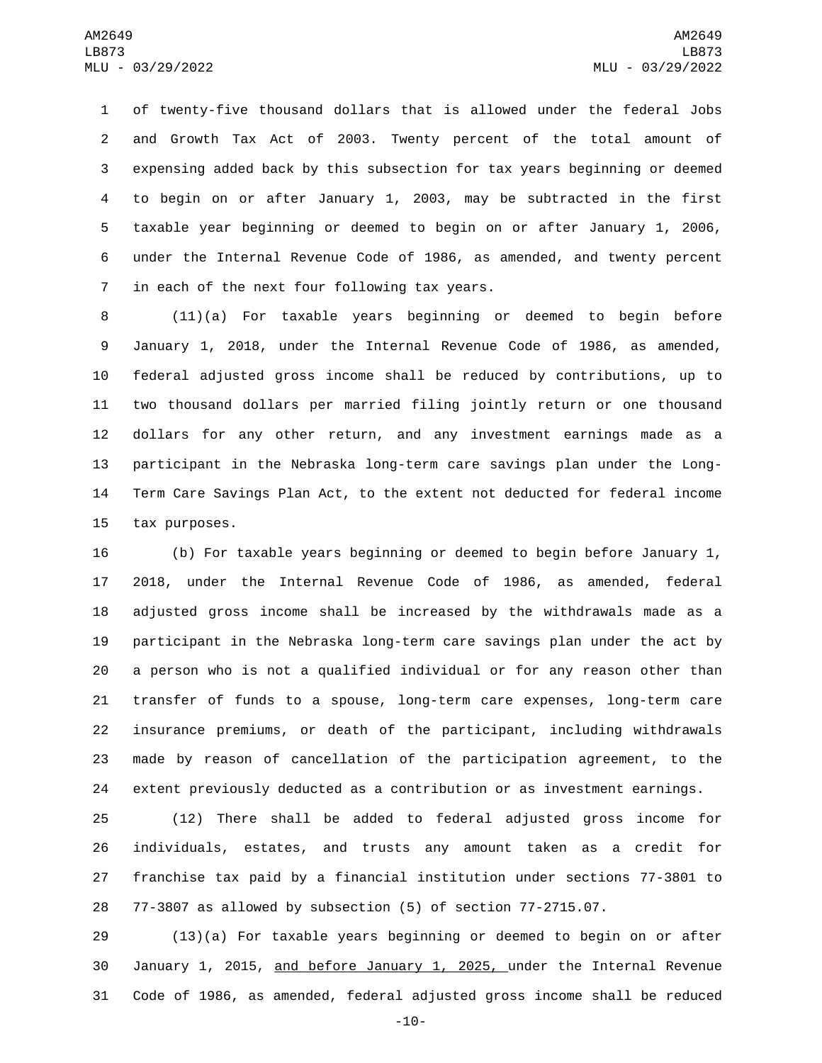of twenty-five thousand dollars that is allowed under the federal Jobs and Growth Tax Act of 2003. Twenty percent of the total amount of expensing added back by this subsection for tax years beginning or deemed to begin on or after January 1, 2003, may be subtracted in the first taxable year beginning or deemed to begin on or after January 1, 2006, under the Internal Revenue Code of 1986, as amended, and twenty percent in each of the next four following tax years.

(11)(a) For taxable years beginning or deemed to begin before January 1, 2018, under the Internal Revenue Code of 1986, as amended, federal adjusted gross income shall be reduced by contributions, up to two thousand dollars per married filing jointly return or one thousand dollars for any other return, and any investment earnings made as a participant in the Nebraska long-term care savings plan under the Long-Term Care Savings Plan Act, to the extent not deducted for federal income tax purposes.

(b) For taxable years beginning or deemed to begin before January 1, 2018, under the Internal Revenue Code of 1986, as amended, federal adjusted gross income shall be increased by the withdrawals made as a participant in the Nebraska long-term care savings plan under the act by a person who is not a qualified individual or for any reason other than transfer of funds to a spouse, long-term care expenses, long-term care insurance premiums, or death of the participant, including withdrawals made by reason of cancellation of the participation agreement, to the extent previously deducted as a contribution or as investment earnings.

(12) There shall be added to federal adjusted gross income for individuals, estates, and trusts any amount taken as a credit for franchise tax paid by a financial institution under sections 77-3801 to 77-3807 as allowed by subsection (5) of section 77-2715.07.

(13)(a) For taxable years beginning or deemed to begin on or after January 1, 2015, and before January 1, 2025, under the Internal Revenue Code of 1986, as amended, federal adjusted gross income shall be reduced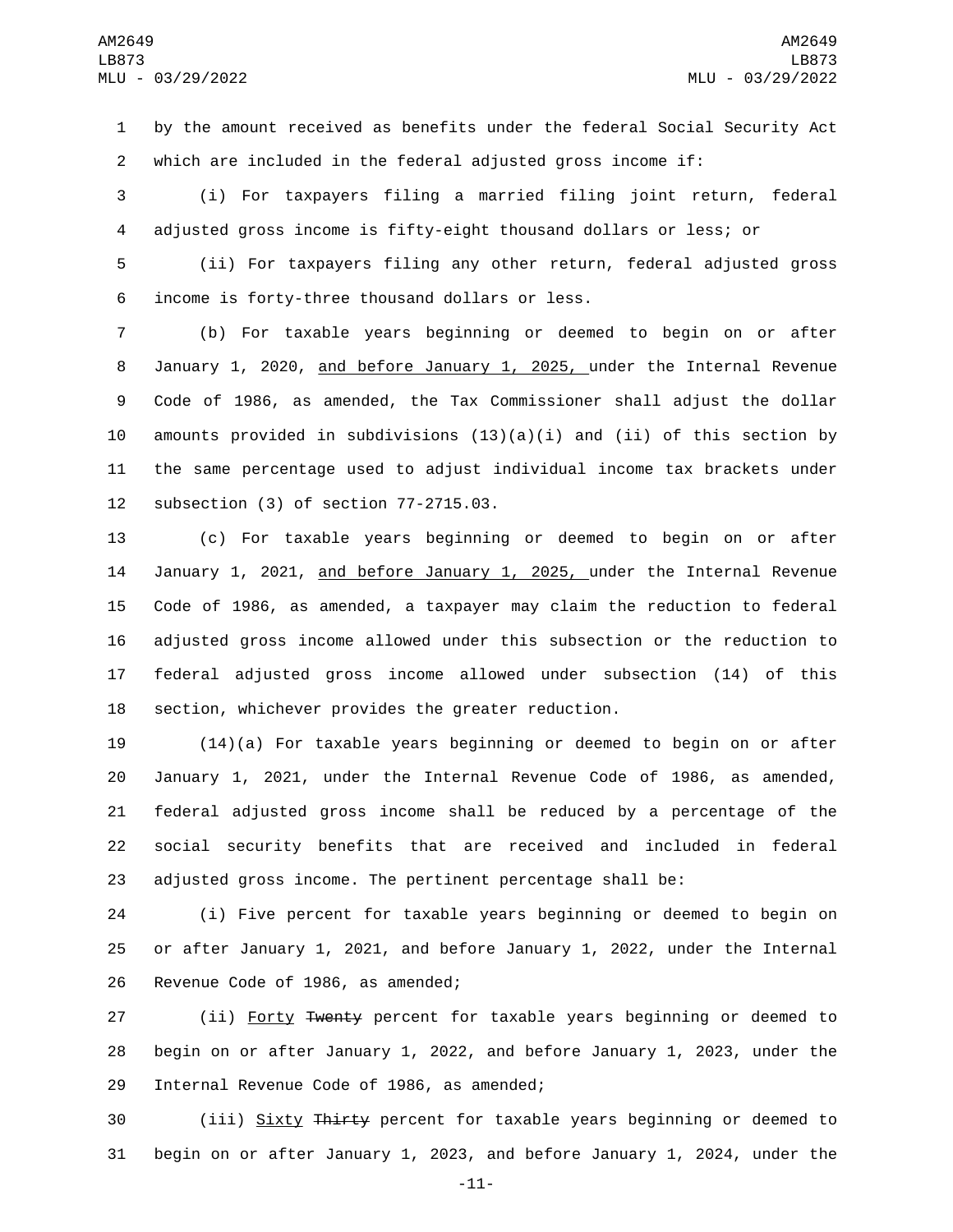by the amount received as benefits under the federal Social Security Act which are included in the federal adjusted gross income if:

(i) For taxpayers filing a married filing joint return, federal adjusted gross income is fifty-eight thousand dollars or less; or

(ii) For taxpayers filing any other return, federal adjusted gross income is forty-three thousand dollars or less.

(b) For taxable years beginning or deemed to begin on or after January 1, 2020, and before January 1, 2025, under the Internal Revenue Code of 1986, as amended, the Tax Commissioner shall adjust the dollar amounts provided in subdivisions (13)(a)(i) and (ii) of this section by the same percentage used to adjust individual income tax brackets under subsection (3) of section 77-2715.03.

(c) For taxable years beginning or deemed to begin on or after January 1, 2021, and before January 1, 2025, under the Internal Revenue Code of 1986, as amended, a taxpayer may claim the reduction to federal adjusted gross income allowed under this subsection or the reduction to federal adjusted gross income allowed under subsection (14) of this section, whichever provides the greater reduction.

(14)(a) For taxable years beginning or deemed to begin on or after January 1, 2021, under the Internal Revenue Code of 1986, as amended, federal adjusted gross income shall be reduced by a percentage of the social security benefits that are received and included in federal adjusted gross income. The pertinent percentage shall be:

(i) Five percent for taxable years beginning or deemed to begin on or after January 1, 2021, and before January 1, 2022, under the Internal Revenue Code of 1986, as amended;

(ii) Forty ~~Twenty~~ percent for taxable years beginning or deemed to begin on or after January 1, 2022, and before January 1, 2023, under the Internal Revenue Code of 1986, as amended;

(iii) Sixty ~~Thirty~~ percent for taxable years beginning or deemed to begin on or after January 1, 2023, and before January 1, 2024, under the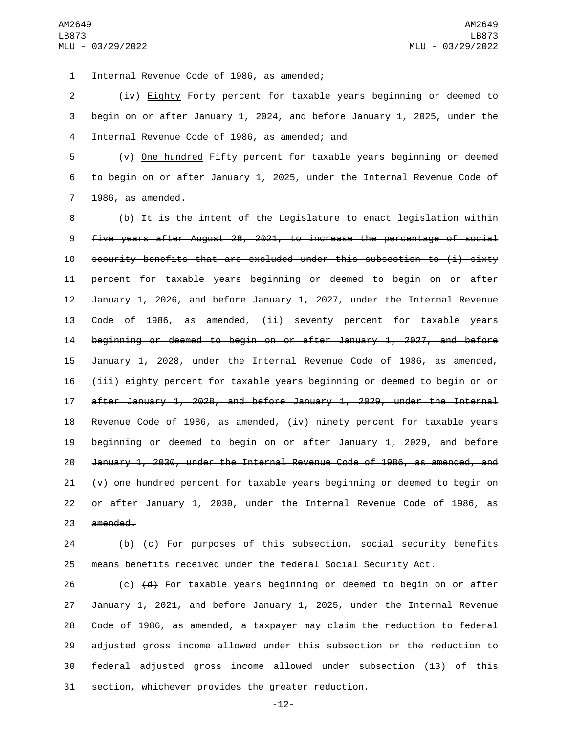Internal Revenue Code of 1986, as amended;

(iv) <u>Eighty</u> ~~Forty~~ percent for taxable years beginning or deemed to begin on or after January 1, 2024, and before January 1, 2025, under the Internal Revenue Code of 1986, as amended; and

(v) <u>One hundred</u> ~~Fifty~~ percent for taxable years beginning or deemed to begin on or after January 1, 2025, under the Internal Revenue Code of 1986, as amended.

~~(b) It is the intent of the Legislature to enact legislation within five years after August 28, 2021, to increase the percentage of social security benefits that are excluded under this subsection to (i) sixty percent for taxable years beginning or deemed to begin on or after January 1, 2026, and before January 1, 2027, under the Internal Revenue Code of 1986, as amended, (ii) seventy percent for taxable years beginning or deemed to begin on or after January 1, 2027, and before January 1, 2028, under the Internal Revenue Code of 1986, as amended, (iii) eighty percent for taxable years beginning or deemed to begin on or after January 1, 2028, and before January 1, 2029, under the Internal Revenue Code of 1986, as amended, (iv) ninety percent for taxable years beginning or deemed to begin on or after January 1, 2029, and before January 1, 2030, under the Internal Revenue Code of 1986, as amended, and (v) one hundred percent for taxable years beginning or deemed to begin on or after January 1, 2030, under the Internal Revenue Code of 1986, as amended.~~

<u>(b)</u> ~~(c)~~ For purposes of this subsection, social security benefits means benefits received under the federal Social Security Act.

<u>(c)</u> ~~(d)~~ For taxable years beginning or deemed to begin on or after January 1, 2021, <u>and before January 1, 2025,</u> under the Internal Revenue Code of 1986, as amended, a taxpayer may claim the reduction to federal adjusted gross income allowed under this subsection or the reduction to federal adjusted gross income allowed under subsection (13) of this section, whichever provides the greater reduction.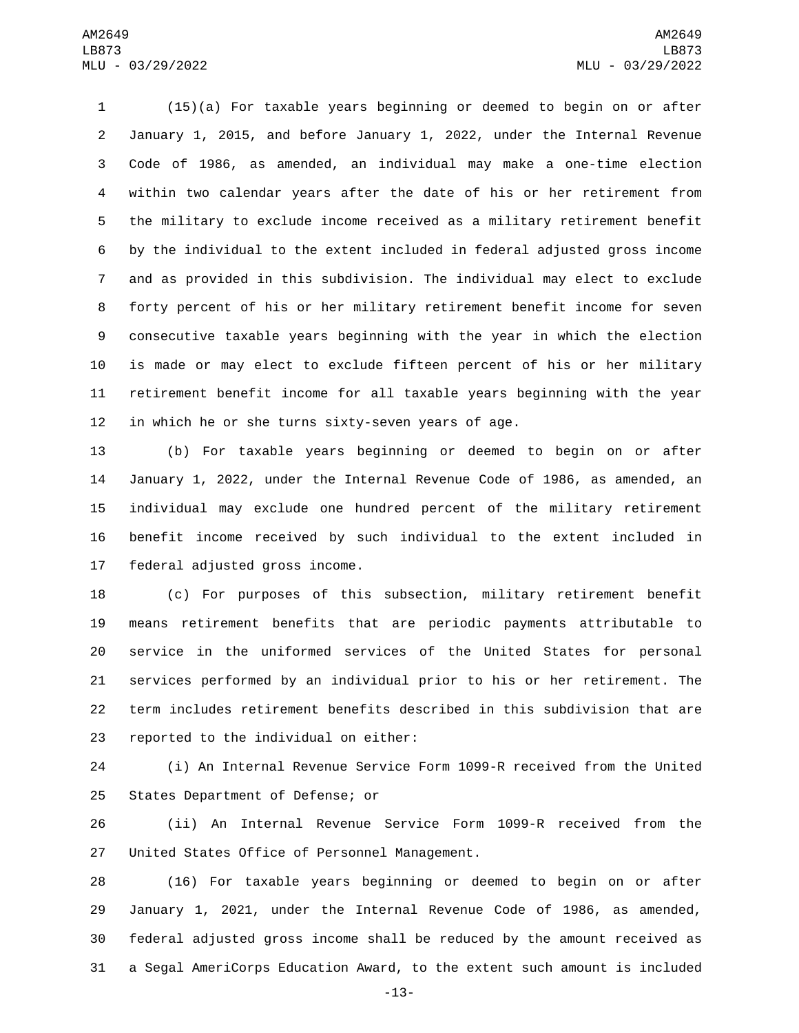(15)(a) For taxable years beginning or deemed to begin on or after January 1, 2015, and before January 1, 2022, under the Internal Revenue Code of 1986, as amended, an individual may make a one-time election within two calendar years after the date of his or her retirement from the military to exclude income received as a military retirement benefit by the individual to the extent included in federal adjusted gross income and as provided in this subdivision. The individual may elect to exclude forty percent of his or her military retirement benefit income for seven consecutive taxable years beginning with the year in which the election is made or may elect to exclude fifteen percent of his or her military retirement benefit income for all taxable years beginning with the year in which he or she turns sixty-seven years of age.

(b) For taxable years beginning or deemed to begin on or after January 1, 2022, under the Internal Revenue Code of 1986, as amended, an individual may exclude one hundred percent of the military retirement benefit income received by such individual to the extent included in federal adjusted gross income.

(c) For purposes of this subsection, military retirement benefit means retirement benefits that are periodic payments attributable to service in the uniformed services of the United States for personal services performed by an individual prior to his or her retirement. The term includes retirement benefits described in this subdivision that are reported to the individual on either:

(i) An Internal Revenue Service Form 1099-R received from the United States Department of Defense; or

(ii) An Internal Revenue Service Form 1099-R received from the United States Office of Personnel Management.

(16) For taxable years beginning or deemed to begin on or after January 1, 2021, under the Internal Revenue Code of 1986, as amended, federal adjusted gross income shall be reduced by the amount received as a Segal AmeriCorps Education Award, to the extent such amount is included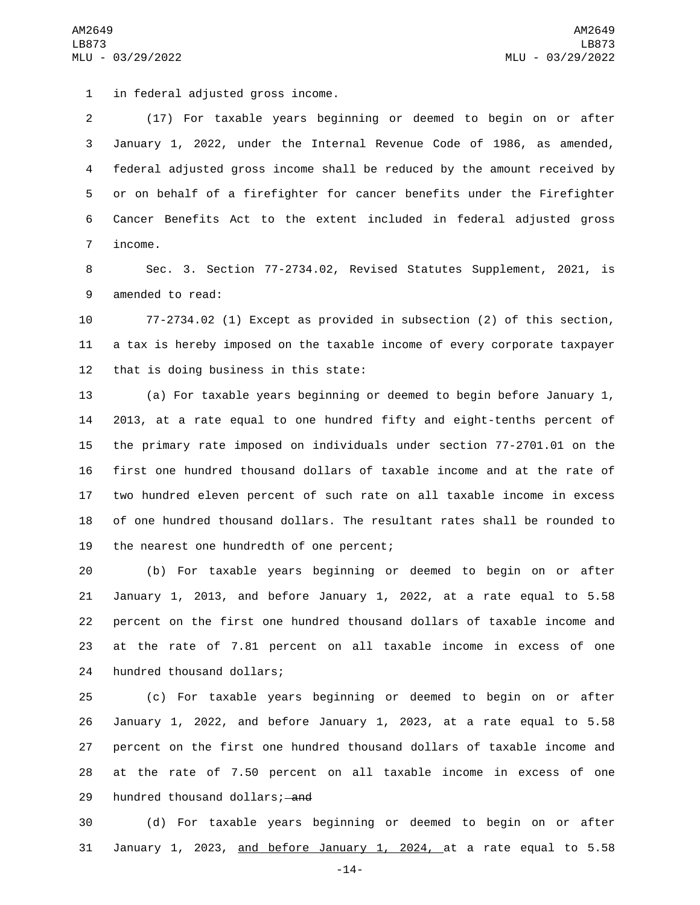in federal adjusted gross income.

(17) For taxable years beginning or deemed to begin on or after January 1, 2022, under the Internal Revenue Code of 1986, as amended, federal adjusted gross income shall be reduced by the amount received by or on behalf of a firefighter for cancer benefits under the Firefighter Cancer Benefits Act to the extent included in federal adjusted gross income.

Sec. 3. Section 77-2734.02, Revised Statutes Supplement, 2021, is amended to read:

77-2734.02 (1) Except as provided in subsection (2) of this section, a tax is hereby imposed on the taxable income of every corporate taxpayer that is doing business in this state:

(a) For taxable years beginning or deemed to begin before January 1, 2013, at a rate equal to one hundred fifty and eight-tenths percent of the primary rate imposed on individuals under section 77-2701.01 on the first one hundred thousand dollars of taxable income and at the rate of two hundred eleven percent of such rate on all taxable income in excess of one hundred thousand dollars. The resultant rates shall be rounded to the nearest one hundredth of one percent;

(b) For taxable years beginning or deemed to begin on or after January 1, 2013, and before January 1, 2022, at a rate equal to 5.58 percent on the first one hundred thousand dollars of taxable income and at the rate of 7.81 percent on all taxable income in excess of one hundred thousand dollars;

(c) For taxable years beginning or deemed to begin on or after January 1, 2022, and before January 1, 2023, at a rate equal to 5.58 percent on the first one hundred thousand dollars of taxable income and at the rate of 7.50 percent on all taxable income in excess of one hundred thousand dollars; ~~and~~

(d) For taxable years beginning or deemed to begin on or after January 1, 2023, <u>and before January 1, 2024,</u> at a rate equal to 5.58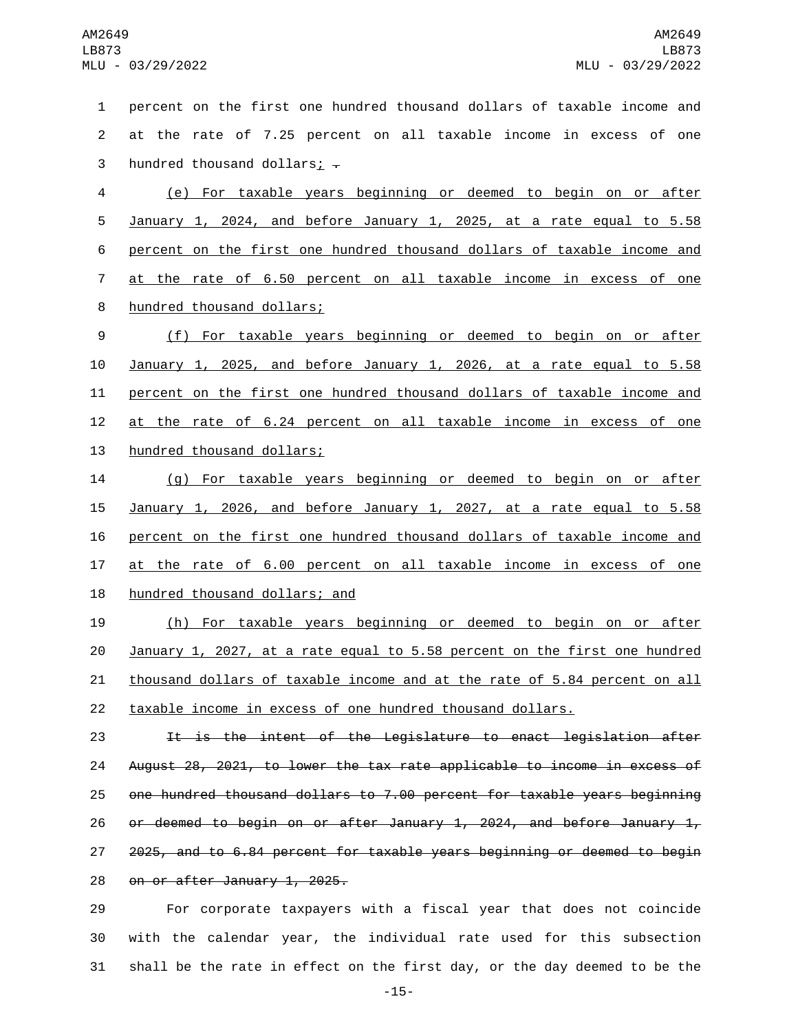percent on the first one hundred thousand dollars of taxable income and at the rate of 7.25 percent on all taxable income in excess of one hundred thousand dollars; .

(e) For taxable years beginning or deemed to begin on or after January 1, 2024, and before January 1, 2025, at a rate equal to 5.58 percent on the first one hundred thousand dollars of taxable income and at the rate of 6.50 percent on all taxable income in excess of one hundred thousand dollars;

(f) For taxable years beginning or deemed to begin on or after January 1, 2025, and before January 1, 2026, at a rate equal to 5.58 percent on the first one hundred thousand dollars of taxable income and at the rate of 6.24 percent on all taxable income in excess of one hundred thousand dollars;

(g) For taxable years beginning or deemed to begin on or after January 1, 2026, and before January 1, 2027, at a rate equal to 5.58 percent on the first one hundred thousand dollars of taxable income and at the rate of 6.00 percent on all taxable income in excess of one hundred thousand dollars; and

(h) For taxable years beginning or deemed to begin on or after January 1, 2027, at a rate equal to 5.58 percent on the first one hundred thousand dollars of taxable income and at the rate of 5.84 percent on all taxable income in excess of one hundred thousand dollars.

~~It is the intent of the Legislature to enact legislation after August 28, 2021, to lower the tax rate applicable to income in excess of one hundred thousand dollars to 7.00 percent for taxable years beginning or deemed to begin on or after January 1, 2024, and before January 1, 2025, and to 6.84 percent for taxable years beginning or deemed to begin on or after January 1, 2025.~~

For corporate taxpayers with a fiscal year that does not coincide with the calendar year, the individual rate used for this subsection shall be the rate in effect on the first day, or the day deemed to be the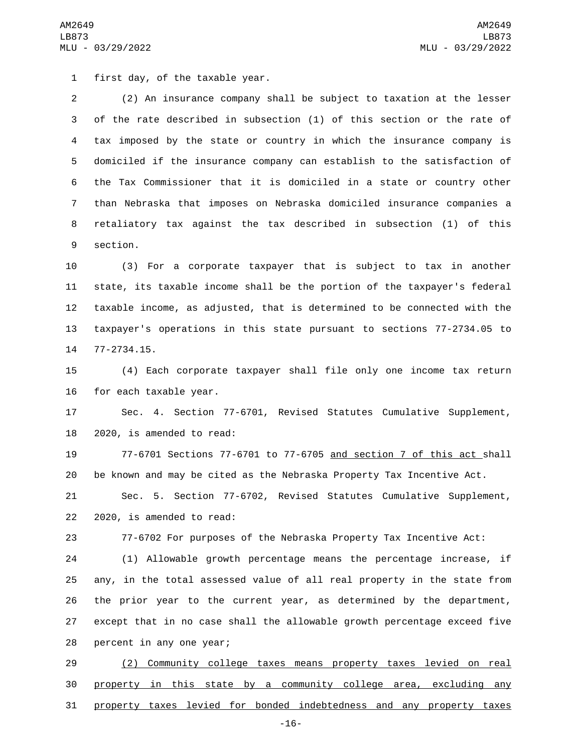first day, of the taxable year.

(2) An insurance company shall be subject to taxation at the lesser of the rate described in subsection (1) of this section or the rate of tax imposed by the state or country in which the insurance company is domiciled if the insurance company can establish to the satisfaction of the Tax Commissioner that it is domiciled in a state or country other than Nebraska that imposes on Nebraska domiciled insurance companies a retaliatory tax against the tax described in subsection (1) of this section.

(3) For a corporate taxpayer that is subject to tax in another state, its taxable income shall be the portion of the taxpayer's federal taxable income, as adjusted, that is determined to be connected with the taxpayer's operations in this state pursuant to sections 77-2734.05 to 77-2734.15.

(4) Each corporate taxpayer shall file only one income tax return for each taxable year.

Sec. 4. Section 77-6701, Revised Statutes Cumulative Supplement, 2020, is amended to read:

77-6701 Sections 77-6701 to 77-6705 <u>and section 7 of this act</u> shall be known and may be cited as the Nebraska Property Tax Incentive Act.

Sec. 5. Section 77-6702, Revised Statutes Cumulative Supplement, 2020, is amended to read:

77-6702 For purposes of the Nebraska Property Tax Incentive Act:

(1) Allowable growth percentage means the percentage increase, if any, in the total assessed value of all real property in the state from the prior year to the current year, as determined by the department, except that in no case shall the allowable growth percentage exceed five percent in any one year;

<u>(2) Community college taxes means property taxes levied on real property in this state by a community college area, excluding any property taxes levied for bonded indebtedness and any property taxes</u>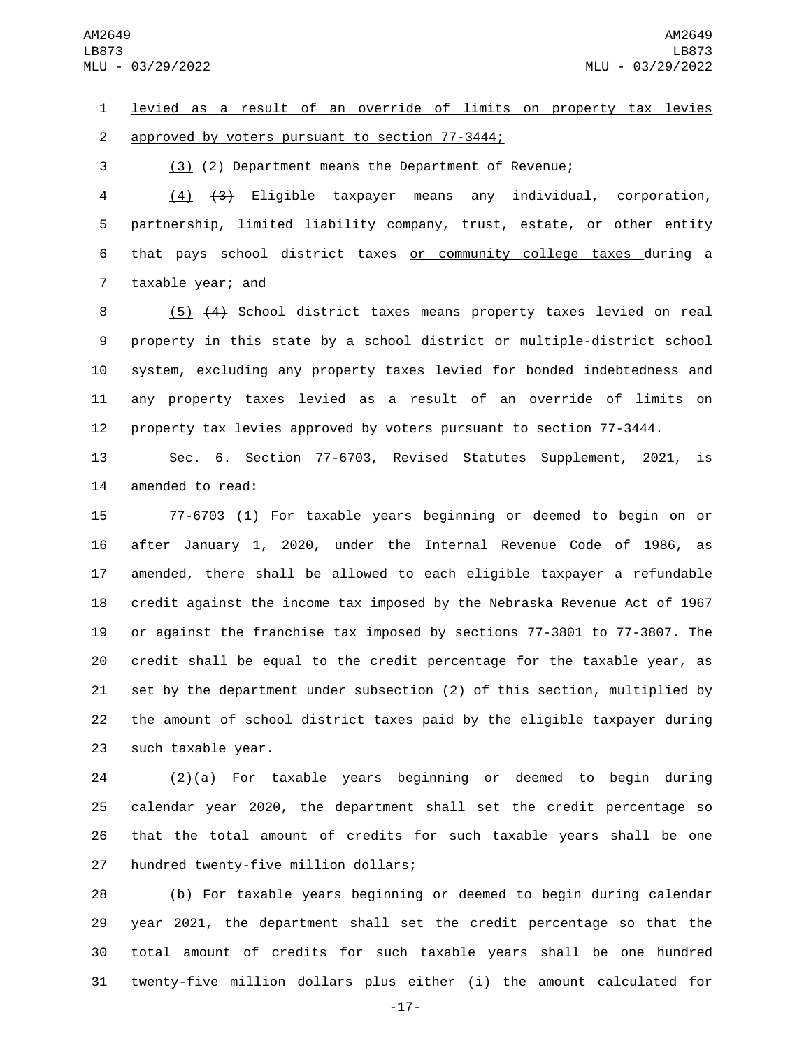levied as a result of an override of limits on property tax levies approved by voters pursuant to section 77-3444;

(3) ~~(2)~~ Department means the Department of Revenue;

(4) ~~(3)~~ Eligible taxpayer means any individual, corporation, partnership, limited liability company, trust, estate, or other entity that pays school district taxes or community college taxes during a taxable year; and

(5) ~~(4)~~ School district taxes means property taxes levied on real property in this state by a school district or multiple-district school system, excluding any property taxes levied for bonded indebtedness and any property taxes levied as a result of an override of limits on property tax levies approved by voters pursuant to section 77-3444.

Sec. 6. Section 77-6703, Revised Statutes Supplement, 2021, is amended to read:

77-6703 (1) For taxable years beginning or deemed to begin on or after January 1, 2020, under the Internal Revenue Code of 1986, as amended, there shall be allowed to each eligible taxpayer a refundable credit against the income tax imposed by the Nebraska Revenue Act of 1967 or against the franchise tax imposed by sections 77-3801 to 77-3807. The credit shall be equal to the credit percentage for the taxable year, as set by the department under subsection (2) of this section, multiplied by the amount of school district taxes paid by the eligible taxpayer during such taxable year.

(2)(a) For taxable years beginning or deemed to begin during calendar year 2020, the department shall set the credit percentage so that the total amount of credits for such taxable years shall be one hundred twenty-five million dollars;

(b) For taxable years beginning or deemed to begin during calendar year 2021, the department shall set the credit percentage so that the total amount of credits for such taxable years shall be one hundred twenty-five million dollars plus either (i) the amount calculated for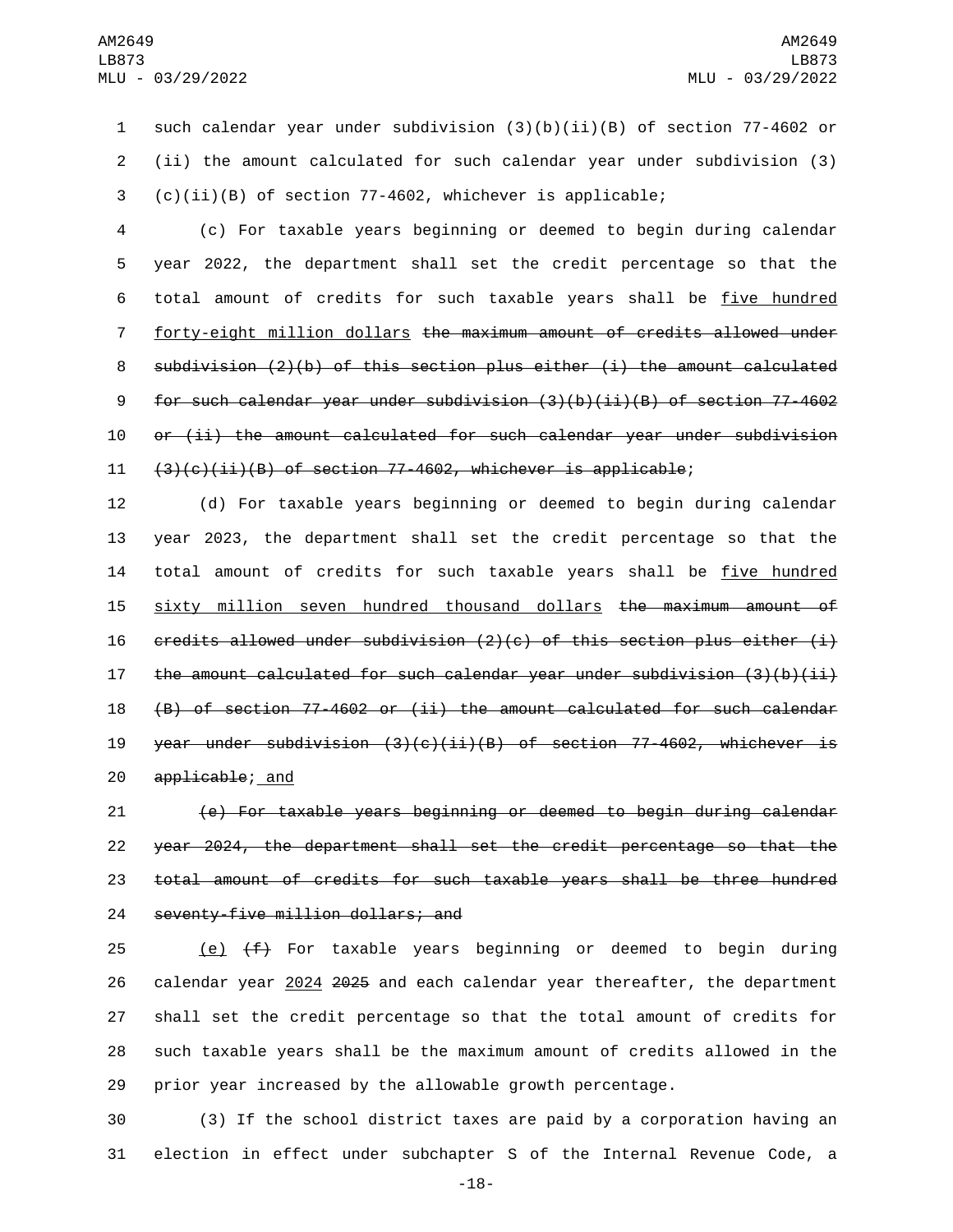such calendar year under subdivision (3)(b)(ii)(B) of section 77-4602 or (ii) the amount calculated for such calendar year under subdivision (3)(c)(ii)(B) of section 77-4602, whichever is applicable;

(c) For taxable years beginning or deemed to begin during calendar year 2022, the department shall set the credit percentage so that the total amount of credits for such taxable years shall be <u>five hundred forty-eight million dollars</u> ~~the maximum amount of credits allowed under subdivision (2)(b) of this section plus either (i) the amount calculated for such calendar year under subdivision (3)(b)(ii)(B) of section 77-4602 or (ii) the amount calculated for such calendar year under subdivision (3)(c)(ii)(B) of section 77-4602, whichever is applicable~~;

(d) For taxable years beginning or deemed to begin during calendar year 2023, the department shall set the credit percentage so that the total amount of credits for such taxable years shall be <u>five hundred sixty million seven hundred thousand dollars</u> ~~the maximum amount of credits allowed under subdivision (2)(c) of this section plus either (i) the amount calculated for such calendar year under subdivision (3)(b)(ii)(B) of section 77-4602 or (ii) the amount calculated for such calendar year under subdivision (3)(c)(ii)(B) of section 77-4602, whichever is applicable~~;<u> and</u>

~~(e) For taxable years beginning or deemed to begin during calendar year 2024, the department shall set the credit percentage so that the total amount of credits for such taxable years shall be three hundred seventy-five million dollars; and~~

<u>(e)</u> ~~(f)~~ For taxable years beginning or deemed to begin during calendar year <u>2024</u> ~~2025~~ and each calendar year thereafter, the department shall set the credit percentage so that the total amount of credits for such taxable years shall be the maximum amount of credits allowed in the prior year increased by the allowable growth percentage.

(3) If the school district taxes are paid by a corporation having an election in effect under subchapter S of the Internal Revenue Code, a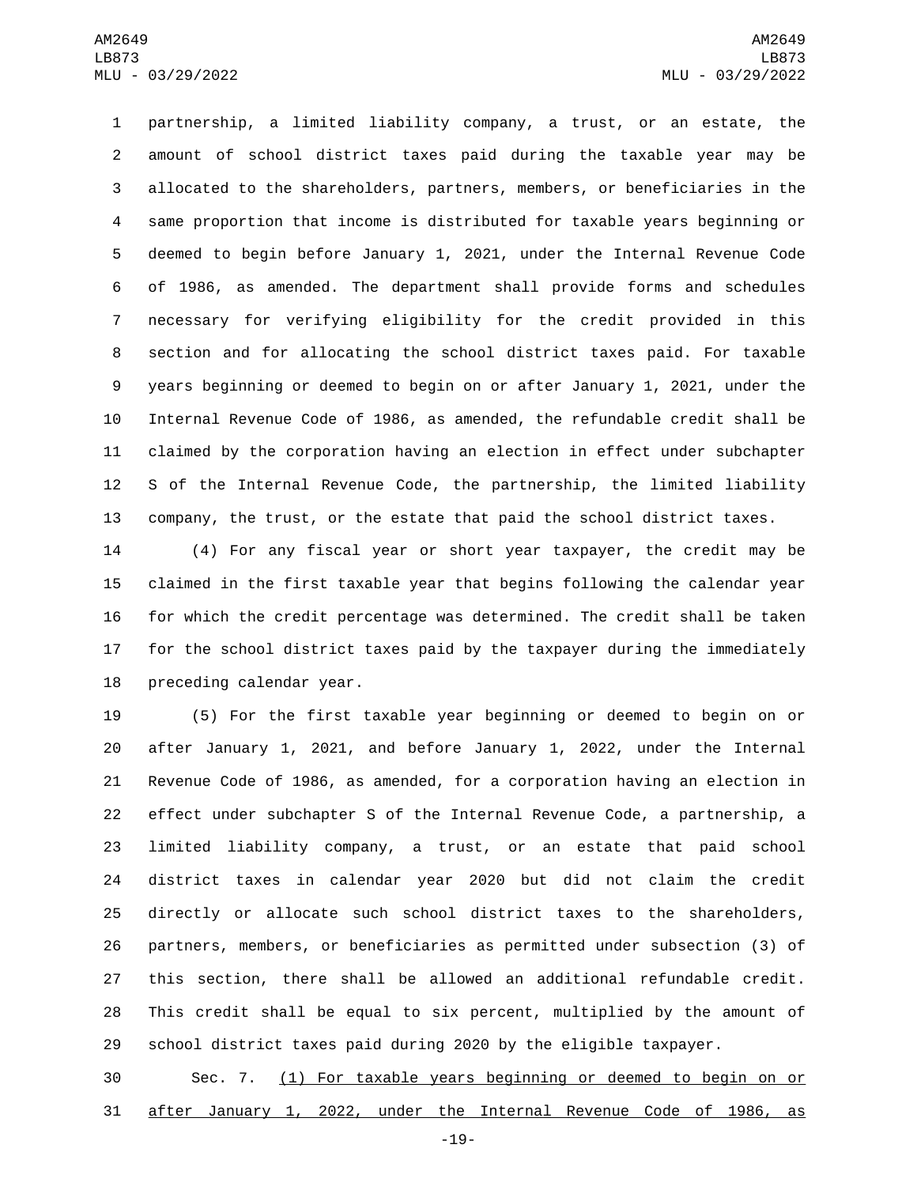partnership, a limited liability company, a trust, or an estate, the amount of school district taxes paid during the taxable year may be allocated to the shareholders, partners, members, or beneficiaries in the same proportion that income is distributed for taxable years beginning or deemed to begin before January 1, 2021, under the Internal Revenue Code of 1986, as amended. The department shall provide forms and schedules necessary for verifying eligibility for the credit provided in this section and for allocating the school district taxes paid. For taxable years beginning or deemed to begin on or after January 1, 2021, under the Internal Revenue Code of 1986, as amended, the refundable credit shall be claimed by the corporation having an election in effect under subchapter S of the Internal Revenue Code, the partnership, the limited liability company, the trust, or the estate that paid the school district taxes.

(4) For any fiscal year or short year taxpayer, the credit may be claimed in the first taxable year that begins following the calendar year for which the credit percentage was determined. The credit shall be taken for the school district taxes paid by the taxpayer during the immediately preceding calendar year.

(5) For the first taxable year beginning or deemed to begin on or after January 1, 2021, and before January 1, 2022, under the Internal Revenue Code of 1986, as amended, for a corporation having an election in effect under subchapter S of the Internal Revenue Code, a partnership, a limited liability company, a trust, or an estate that paid school district taxes in calendar year 2020 but did not claim the credit directly or allocate such school district taxes to the shareholders, partners, members, or beneficiaries as permitted under subsection (3) of this section, there shall be allowed an additional refundable credit. This credit shall be equal to six percent, multiplied by the amount of school district taxes paid during 2020 by the eligible taxpayer.

Sec. 7. <u>(1) For taxable years beginning or deemed to begin on or after January 1, 2022, under the Internal Revenue Code of 1986, as</u>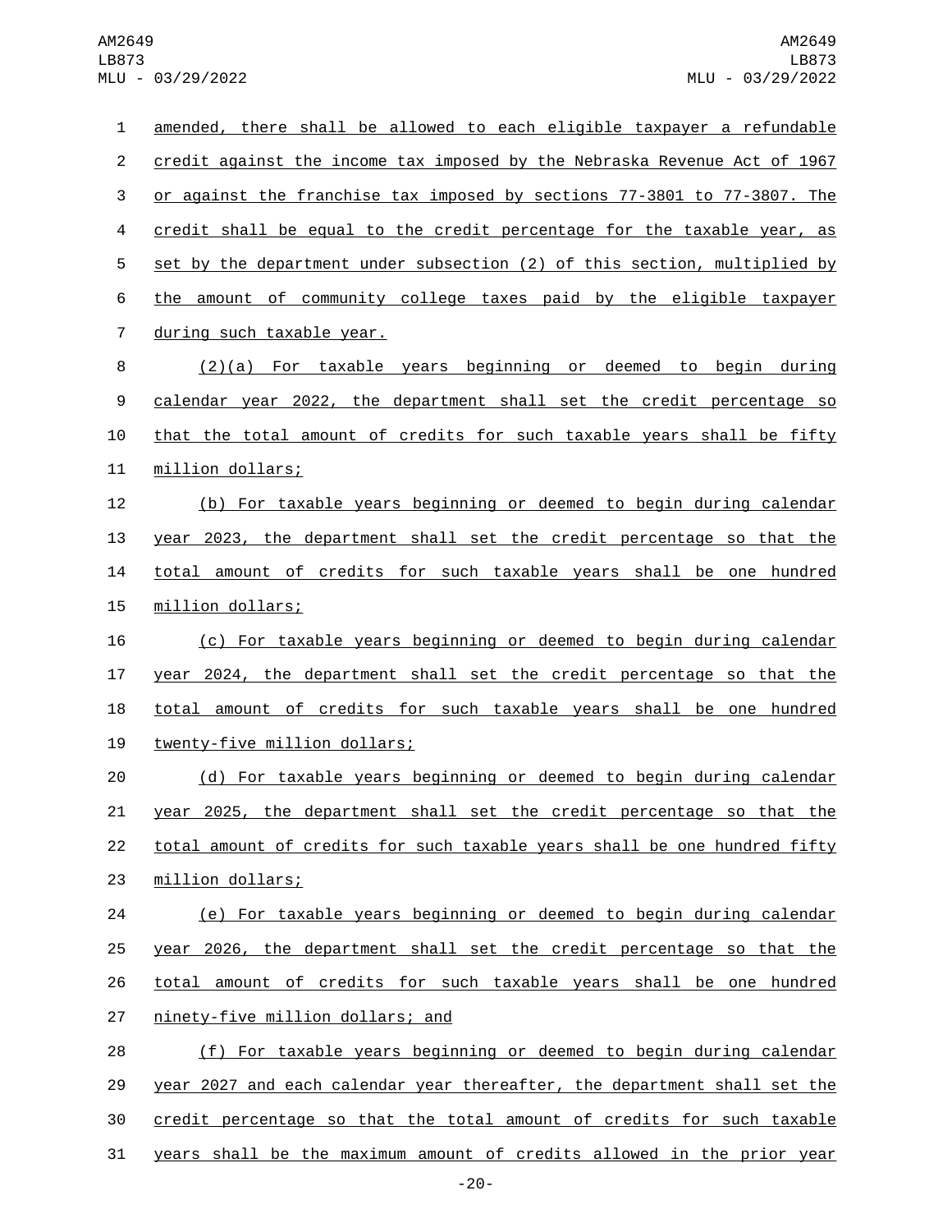amended, there shall be allowed to each eligible taxpayer a refundable credit against the income tax imposed by the Nebraska Revenue Act of 1967 or against the franchise tax imposed by sections 77-3801 to 77-3807. The credit shall be equal to the credit percentage for the taxable year, as set by the department under subsection (2) of this section, multiplied by the amount of community college taxes paid by the eligible taxpayer during such taxable year.

(2)(a) For taxable years beginning or deemed to begin during calendar year 2022, the department shall set the credit percentage so that the total amount of credits for such taxable years shall be fifty million dollars;

(b) For taxable years beginning or deemed to begin during calendar year 2023, the department shall set the credit percentage so that the total amount of credits for such taxable years shall be one hundred million dollars;

(c) For taxable years beginning or deemed to begin during calendar year 2024, the department shall set the credit percentage so that the total amount of credits for such taxable years shall be one hundred twenty-five million dollars;

(d) For taxable years beginning or deemed to begin during calendar year 2025, the department shall set the credit percentage so that the total amount of credits for such taxable years shall be one hundred fifty million dollars;

(e) For taxable years beginning or deemed to begin during calendar year 2026, the department shall set the credit percentage so that the total amount of credits for such taxable years shall be one hundred ninety-five million dollars; and

(f) For taxable years beginning or deemed to begin during calendar year 2027 and each calendar year thereafter, the department shall set the credit percentage so that the total amount of credits for such taxable years shall be the maximum amount of credits allowed in the prior year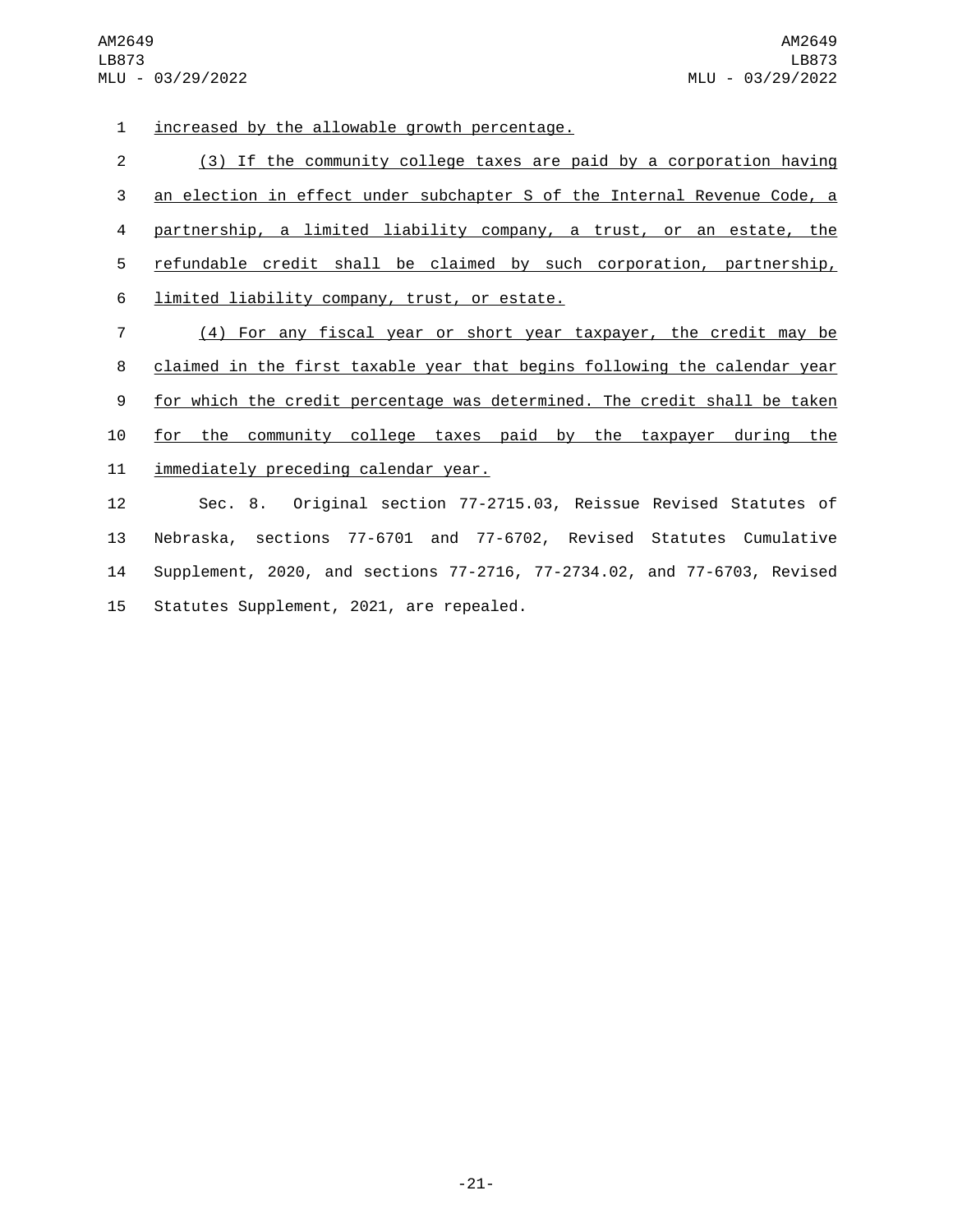increased by the allowable growth percentage.

(3) If the community college taxes are paid by a corporation having an election in effect under subchapter S of the Internal Revenue Code, a partnership, a limited liability company, a trust, or an estate, the refundable credit shall be claimed by such corporation, partnership, limited liability company, trust, or estate.

(4) For any fiscal year or short year taxpayer, the credit may be claimed in the first taxable year that begins following the calendar year for which the credit percentage was determined. The credit shall be taken for the community college taxes paid by the taxpayer during the immediately preceding calendar year.

Sec. 8. Original section 77-2715.03, Reissue Revised Statutes of Nebraska, sections 77-6701 and 77-6702, Revised Statutes Cumulative Supplement, 2020, and sections 77-2716, 77-2734.02, and 77-6703, Revised Statutes Supplement, 2021, are repealed.